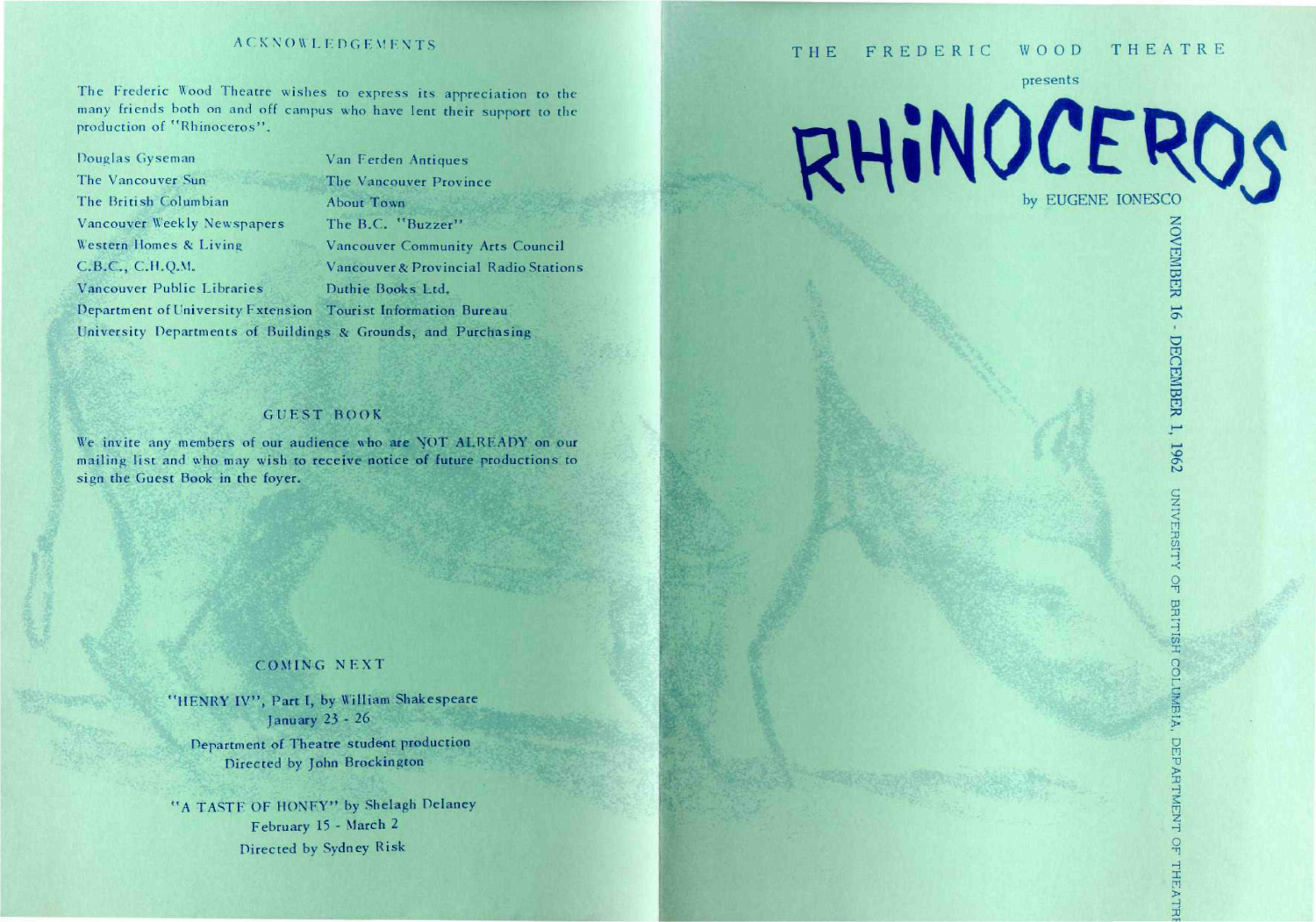## ACKNOWLEDGEMENTS

The Frederic Wood Theatre wishes to express its appreciation to the many friends both on and off campus who have lent their support to the production of "Rhinoceros".

Douglas Gyseman
The Vancouver Sun
The British Columbian
Vancouver Weekly Newspapers
Western Homes & Living
C.B.C., C.H.Q.M.
Vancouver Public Libraries
Department of University Extension
Van Eerden Antiques
The Vancouver Province
About Town
The B.C. "Buzzer"
Vancouver Community Arts Council
Vancouver & Provincial Radio Stations
Duthie Books Ltd.
Tourist Information Bureau
University Departments of Buildings & Grounds, and Purchasing

## GUEST BOOK

We invite any members of our audience who are NOT ALREADY on our mailing list and who may wish to receive notice of future productions to sign the Guest Book in the foyer.

## COMING NEXT

"HENRY IV", Part I, by William Shakespeare
January 23 - 26
Department of Theatre student production
Directed by John Brockington

"A TASTE OF HONEY" by Shelagh Delaney
February 15 - March 2
Directed by Sydney Risk

THE FREDERIC WOOD THEATRE

presents

# RHINOCEROS

by EUGENE IONESCO

NOVEMBER 16 - DECEMBER 1, 1962

UNIVERSITY OF BRITISH COLUMBIA, DEPARTMENT OF THEATRE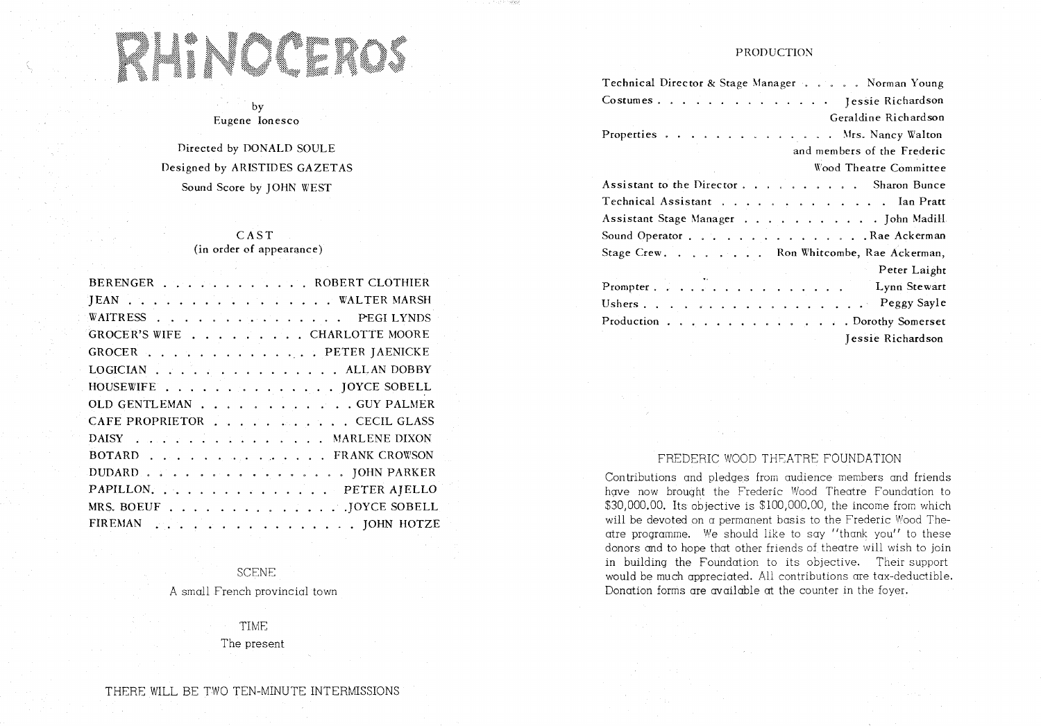# RHINOCEROS

by
Eugene Ionesco

Directed by DONALD SOULE
Designed by ARISTIDES GAZETAS
Sound Score by JOHN WEST

## CAST
(in order of appearance)

| | |
|---|---|
| BERENGER | ROBERT CLOTHIER |
| JEAN | WALTER MARSH |
| WAITRESS | PEGI LYNDS |
| GROCER'S WIFE | CHARLOTTE MOORE |
| GROCER | PETER JAENICKE |
| LOGICIAN | ALLAN DOBBY |
| HOUSEWIFE | JOYCE SOBELL |
| OLD GENTLEMAN | GUY PALMER |
| CAFE PROPRIETOR | CECIL GLASS |
| DAISY | MARLENE DIXON |
| BOTARD | FRANK CROWSON |
| DUDARD | JOHN PARKER |
| PAPILLON | PETER AJELLO |
| MRS. BOEUF | JOYCE SOBELL |
| FIREMAN | JOHN HOTZE |

SCENE
A small French provincial town

TIME
The present

THERE WILL BE TWO TEN-MINUTE INTERMISSIONS

## PRODUCTION

| | |
|---|---|
| Technical Director & Stage Manager | Norman Young |
| Costumes | Jessie Richardson<br>Geraldine Richardson |
| Properties | Mrs. Nancy Walton<br>and members of the Frederic Wood Theatre Committee |
| Assistant to the Director | Sharon Bunce |
| Technical Assistant | Ian Pratt |
| Assistant Stage Manager | John Madill |
| Sound Operator | Rae Ackerman |
| Stage Crew | Ron Whitcombe, Rae Ackerman, Peter Laight |
| Prompter | Lynn Stewart |
| Ushers | Peggy Sayle |
| Production | Dorothy Somerset<br>Jessie Richardson |

## FREDERIC WOOD THEATRE FOUNDATION

Contributions and pledges from audience members and friends have now brought the Frederic Wood Theatre Foundation to $30,000.00. Its objective is $100,000.00, the income from which will be devoted on a permanent basis to the Frederic Wood Theatre programme. We should like to say "thank you" to these donors and to hope that other friends of theatre will wish to join in building the Foundation to its objective. Their support would be much appreciated. All contributions are tax-deductible. Donation forms are available at the counter in the foyer.